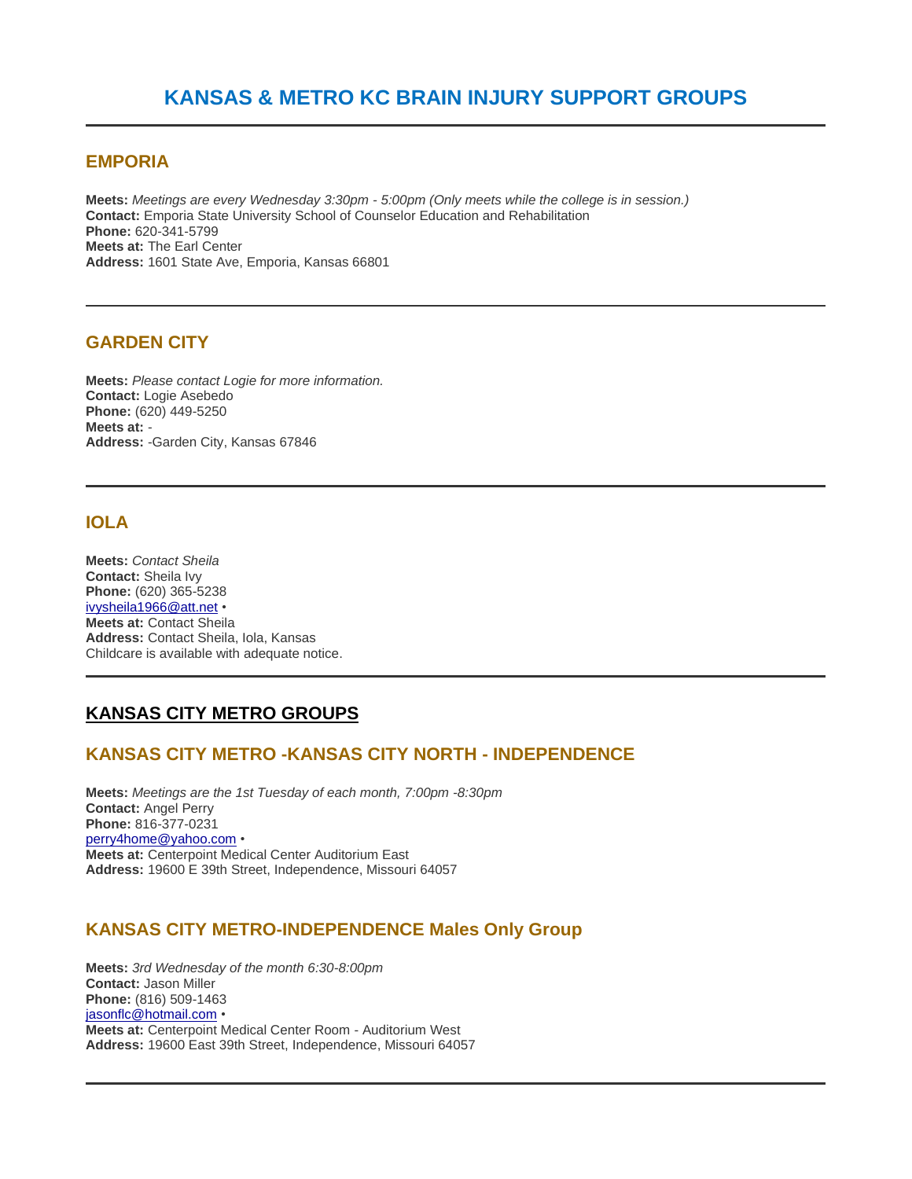# KANSAS & METRO KC BRAIN INJURY SUPPORT GROUPS

---

## EMPORIA

**Meets:** *Meetings are every Wednesday 3:30pm - 5:00pm (Only meets while the college is in session.)*
**Contact:** Emporia State University School of Counselor Education and Rehabilitation
**Phone:** 620-341-5799
**Meets at:** The Earl Center
**Address:** 1601 State Ave, Emporia, Kansas 66801

---

## GARDEN CITY

**Meets:** *Please contact Logie for more information.*
**Contact:** Logie Asebedo
**Phone:** (620) 449-5250
**Meets at:** -
**Address:** -Garden City, Kansas 67846

---

## IOLA

**Meets:** *Contact Sheila*
**Contact:** Sheila Ivy
**Phone:** (620) 365-5238
ivysheila1966@att.net •
**Meets at:** Contact Sheila
**Address:** Contact Sheila, Iola, Kansas
Childcare is available with adequate notice.

---

## KANSAS CITY METRO GROUPS

### KANSAS CITY METRO -KANSAS CITY NORTH - INDEPENDENCE

**Meets:** *Meetings are the 1st Tuesday of each month, 7:00pm -8:30pm*
**Contact:** Angel Perry
**Phone:** 816-377-0231
perry4home@yahoo.com •
**Meets at:** Centerpoint Medical Center Auditorium East
**Address:** 19600 E 39th Street, Independence, Missouri 64057

### KANSAS CITY METRO-INDEPENDENCE Males Only Group

**Meets:** *3rd Wednesday of the month 6:30-8:00pm*
**Contact:** Jason Miller
**Phone:** (816) 509-1463
jasonflc@hotmail.com •
**Meets at:** Centerpoint Medical Center Room - Auditorium West
**Address:** 19600 East 39th Street, Independence, Missouri 64057

---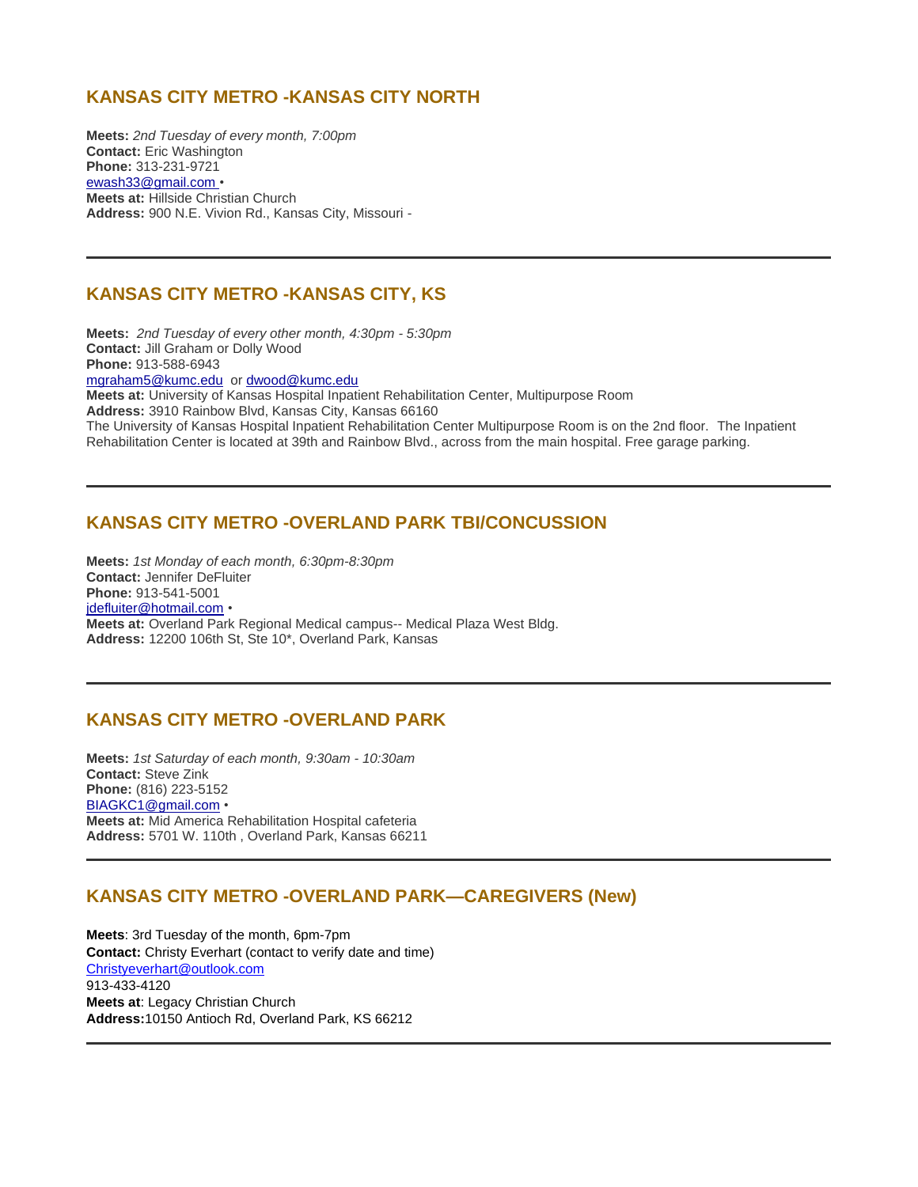## KANSAS CITY METRO -KANSAS CITY NORTH

**Meets:** *2nd Tuesday of every month, 7:00pm*
**Contact:** Eric Washington
**Phone:** 313-231-9721
ewash33@gmail.com •
**Meets at:** Hillside Christian Church
**Address:** 900 N.E. Vivion Rd., Kansas City, Missouri -

---

## KANSAS CITY METRO -KANSAS CITY, KS

**Meets:** *2nd Tuesday of every other month, 4:30pm - 5:30pm*
**Contact:** Jill Graham or Dolly Wood
**Phone:** 913-588-6943
mgraham5@kumc.edu or dwood@kumc.edu
**Meets at:** University of Kansas Hospital Inpatient Rehabilitation Center, Multipurpose Room
**Address:** 3910 Rainbow Blvd, Kansas City, Kansas 66160
The University of Kansas Hospital Inpatient Rehabilitation Center Multipurpose Room is on the 2nd floor. The Inpatient Rehabilitation Center is located at 39th and Rainbow Blvd., across from the main hospital. Free garage parking.

---

## KANSAS CITY METRO -OVERLAND PARK TBI/CONCUSSION

**Meets:** *1st Monday of each month, 6:30pm-8:30pm*
**Contact:** Jennifer DeFluiter
**Phone:** 913-541-5001
jdefluiter@hotmail.com •
**Meets at:** Overland Park Regional Medical campus-- Medical Plaza West Bldg.
**Address:** 12200 106th St, Ste 10*, Overland Park, Kansas

---

## KANSAS CITY METRO -OVERLAND PARK

**Meets:** *1st Saturday of each month, 9:30am - 10:30am*
**Contact:** Steve Zink
**Phone:** (816) 223-5152
BIAGKC1@gmail.com •
**Meets at:** Mid America Rehabilitation Hospital cafeteria
**Address:** 5701 W. 110th , Overland Park, Kansas 66211

---

## KANSAS CITY METRO -OVERLAND PARK—CAREGIVERS (New)

**Meets**: 3rd Tuesday of the month, 6pm-7pm
**Contact:** Christy Everhart (contact to verify date and time)
Christyeverhart@outlook.com
913-433-4120
**Meets at**: Legacy Christian Church
**Address:**10150 Antioch Rd, Overland Park, KS 66212

---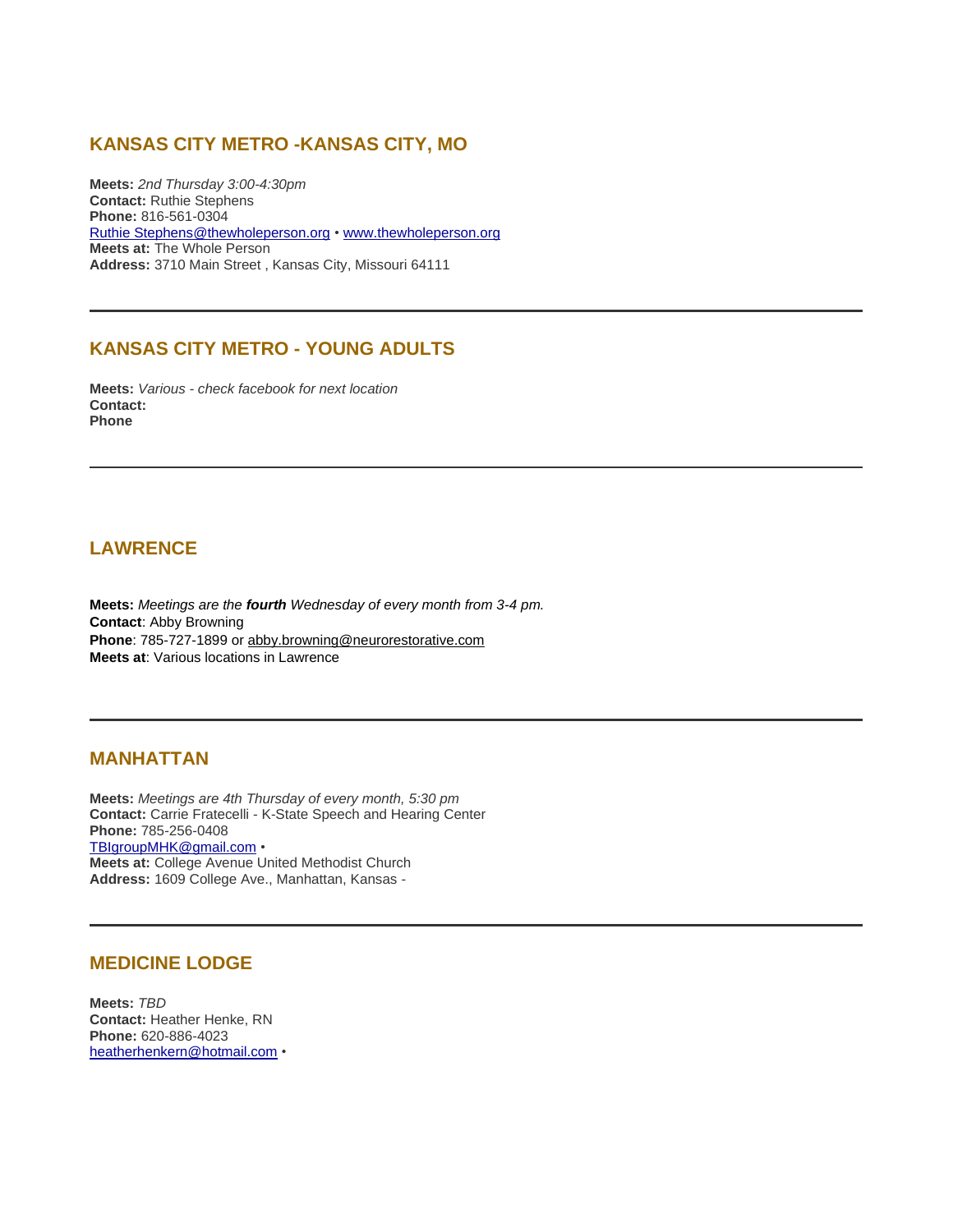## KANSAS CITY METRO -KANSAS CITY, MO

**Meets:** *2nd Thursday 3:00-4:30pm*
**Contact:** Ruthie Stephens
**Phone:** 816-561-0304
Ruthie Stephens@thewholeperson.org • www.thewholeperson.org
**Meets at:** The Whole Person
**Address:** 3710 Main Street , Kansas City, Missouri 64111

---

## KANSAS CITY METRO - YOUNG ADULTS

**Meets:** *Various - check facebook for next location*
**Contact:**
**Phone**

---

## LAWRENCE

**Meets:** *Meetings are the **fourth** Wednesday of every month from 3-4 pm.*
**Contact**: Abby Browning
**Phone**: 785-727-1899 or abby.browning@neurorestorative.com
**Meets at**: Various locations in Lawrence

---

## MANHATTAN

**Meets:** *Meetings are 4th Thursday of every month, 5:30 pm*
**Contact:** Carrie Fratecelli - K-State Speech and Hearing Center
**Phone:** 785-256-0408
TBIgroupMHK@gmail.com •
**Meets at:** College Avenue United Methodist Church
**Address:** 1609 College Ave., Manhattan, Kansas -

---

## MEDICINE LODGE

**Meets:** *TBD*
**Contact:** Heather Henke, RN
**Phone:** 620-886-4023
heatherhenkern@hotmail.com •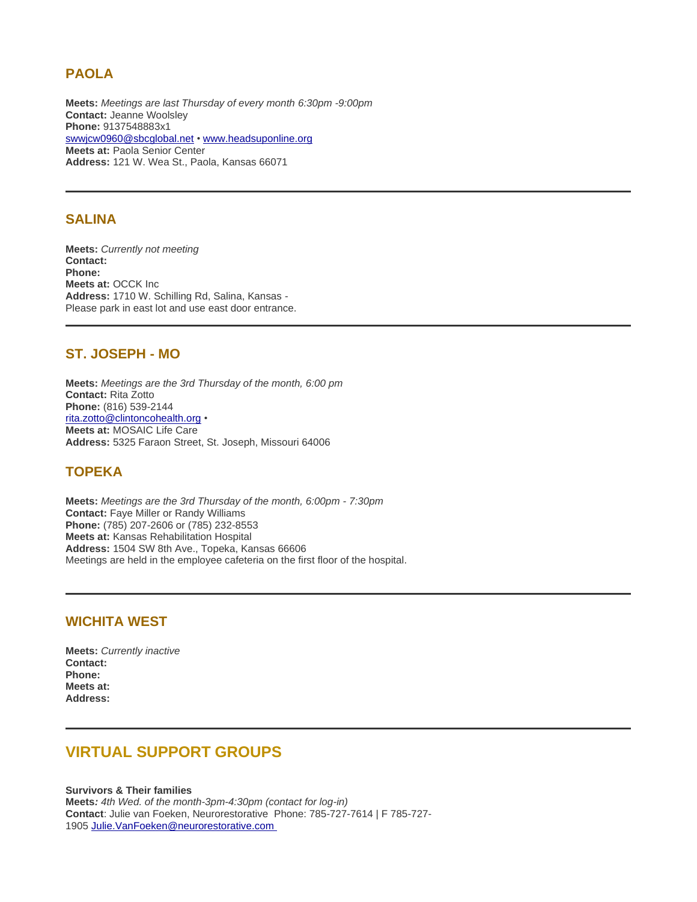## PAOLA

**Meets:** *Meetings are last Thursday of every month 6:30pm -9:00pm*
**Contact:** Jeanne Woolsley
**Phone:** 9137548883x1
swwjcw0960@sbcglobal.net • www.headsuponline.org
**Meets at:** Paola Senior Center
**Address:** 121 W. Wea St., Paola, Kansas 66071

---

## SALINA

**Meets:** *Currently not meeting*
**Contact:**
**Phone:**
**Meets at:** OCCK Inc
**Address:** 1710 W. Schilling Rd, Salina, Kansas -
Please park in east lot and use east door entrance.

---

## ST. JOSEPH - MO

**Meets:** *Meetings are the 3rd Thursday of the month, 6:00 pm*
**Contact:** Rita Zotto
**Phone:** (816) 539-2144
rita.zotto@clintoncohealth.org •
**Meets at:** MOSAIC Life Care
**Address:** 5325 Faraon Street, St. Joseph, Missouri 64006

## TOPEKA

**Meets:** *Meetings are the 3rd Thursday of the month, 6:00pm - 7:30pm*
**Contact:** Faye Miller or Randy Williams
**Phone:** (785) 207-2606 or (785) 232-8553
**Meets at:** Kansas Rehabilitation Hospital
**Address:** 1504 SW 8th Ave., Topeka, Kansas 66606
Meetings are held in the employee cafeteria on the first floor of the hospital.

---

## WICHITA WEST

**Meets:** *Currently inactive*
**Contact:**
**Phone:**
**Meets at:**
**Address:**

---

# VIRTUAL SUPPORT GROUPS

**Survivors & Their families**
**Meets***: 4th Wed. of the month-3pm-4:30pm (contact for log-in)*
**Contact**: Julie van Foeken, Neurorestorative Phone: 785-727-7614 | F 785-727-1905 Julie.VanFoeken@neurorestorative.com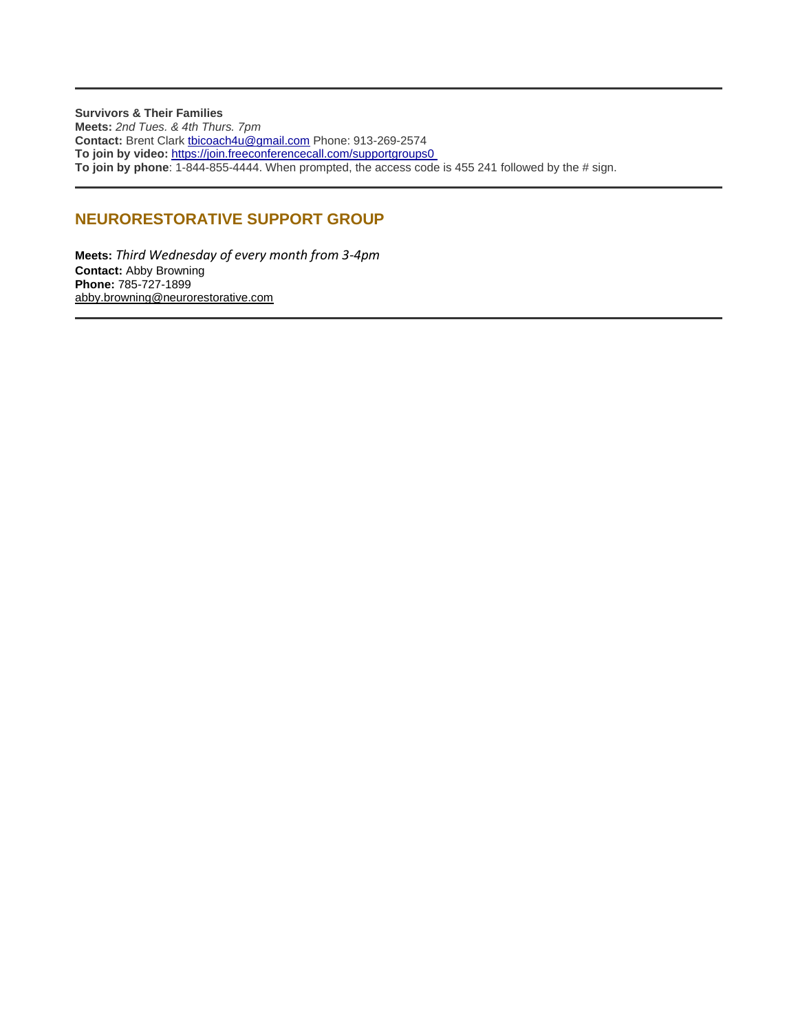---

**Survivors & Their Families**
**Meets:** *2nd Tues. & 4th Thurs. 7pm*
**Contact:** Brent Clark tbicoach4u@gmail.com Phone: 913-269-2574
**To join by video:** https://join.freeconferencecall.com/supportgroups0
**To join by phone**: 1-844-855-4444. When prompted, the access code is 455 241 followed by the # sign.

---

## NEURORESTORATIVE SUPPORT GROUP

**Meets:** *Third Wednesday of every month from 3-4pm*
**Contact:** Abby Browning
**Phone:** 785-727-1899
abby.browning@neurorestorative.com

---